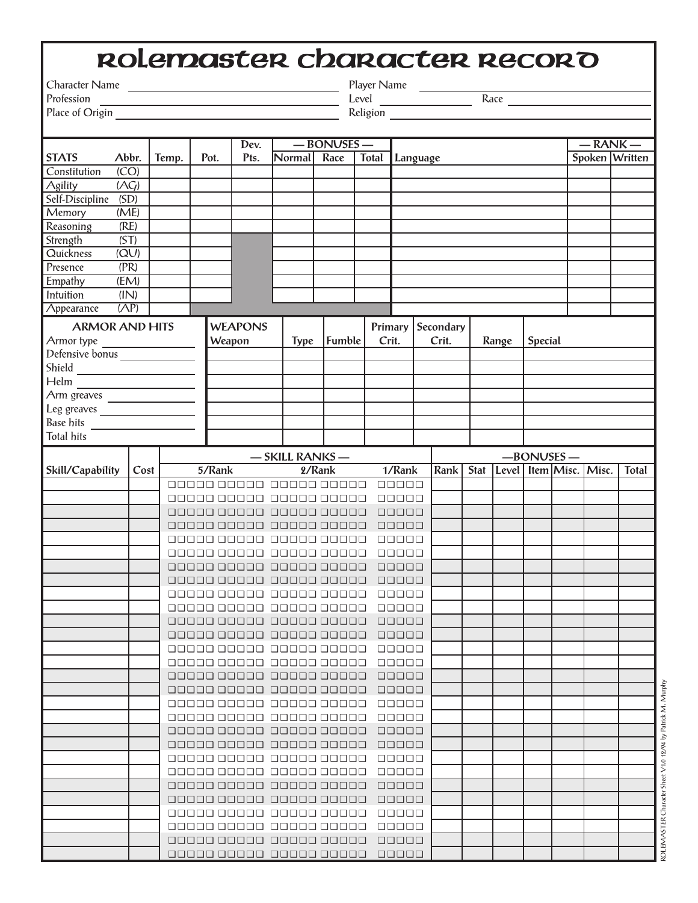# Rolemaster Character Record

Character Name ______________________ Player Name ______________________

Profession ______________________ Level __________ Race ______________________

Place of Origin ______________________ Religion ______________________

| STATS | Abbr. | Temp. | Pot. | Dev. Pts. | — BONUSES — Normal | Race | Total |
|---|---|---|---|---|---|---|---|
| Constitution | (CO) | | | | | | |
| Agility | (AG) | | | | | | |
| Self-Discipline | (SD) | | | | | | |
| Memory | (ME) | | | | | | |
| Reasoning | (RE) | | | | | | |
| Strength | (ST) | | | | | | |
| Quickness | (QU) | | | | | | |
| Presence | (PR) | | | | | | |
| Empathy | (EM) | | | | | | |
| Intuition | (IN) | | | | | | |
| Appearance | (AP) | | | | | | |

| Language | — RANK — Spoken | Written |
|---|---|---|
| | | |
| | | |
| | | |
| | | |
| | | |
| | | |
| | | |
| | | |
| | | |
| | | |
| | | |

## ARMOR AND HITS

Armor type ______________

Defensive bonus ______________

Shield ______________

Helm ______________

Arm greaves ______________

Leg greaves ______________

Base hits ______________

Total hits ______________

## WEAPONS

| Weapon | Type | Fumble | Primary Crit. | Secondary Crit. | Range | Special |
|---|---|---|---|---|---|---|
| | | | | | | |
| | | | | | | |
| | | | | | | |
| | | | | | | |
| | | | | | | |
| | | | | | | |
| | | | | | | |

| Skill/Capability | Cost | — SKILL RANKS — 5/Rank | 2/Rank | 1/Rank | —BONUSES— Rank | Stat | Level | Item | Misc. | Misc. | Total |
|---|---|---|---|---|---|---|---|---|---|---|---|
| | | □□□□□ □□□□□ | □□□□□ □□□□□ | □□□□□ | | | | | | | |
| | | □□□□□ □□□□□ | □□□□□ □□□□□ | □□□□□ | | | | | | | |
| | | □□□□□ □□□□□ | □□□□□ □□□□□ | □□□□□ | | | | | | | |
| | | □□□□□ □□□□□ | □□□□□ □□□□□ | □□□□□ | | | | | | | |
| | | □□□□□ □□□□□ | □□□□□ □□□□□ | □□□□□ | | | | | | | |
| | | □□□□□ □□□□□ | □□□□□ □□□□□ | □□□□□ | | | | | | | |
| | | □□□□□ □□□□□ | □□□□□ □□□□□ | □□□□□ | | | | | | | |
| | | □□□□□ □□□□□ | □□□□□ □□□□□ | □□□□□ | | | | | | | |
| | | □□□□□ □□□□□ | □□□□□ □□□□□ | □□□□□ | | | | | | | |
| | | □□□□□ □□□□□ | □□□□□ □□□□□ | □□□□□ | | | | | | | |
| | | □□□□□ □□□□□ | □□□□□ □□□□□ | □□□□□ | | | | | | | |
| | | □□□□□ □□□□□ | □□□□□ □□□□□ | □□□□□ | | | | | | | |
| | | □□□□□ □□□□□ | □□□□□ □□□□□ | □□□□□ | | | | | | | |
| | | □□□□□ □□□□□ | □□□□□ □□□□□ | □□□□□ | | | | | | | |
| | | □□□□□ □□□□□ | □□□□□ □□□□□ | □□□□□ | | | | | | | |
| | | □□□□□ □□□□□ | □□□□□ □□□□□ | □□□□□ | | | | | | | |
| | | □□□□□ □□□□□ | □□□□□ □□□□□ | □□□□□ | | | | | | | |
| | | □□□□□ □□□□□ | □□□□□ □□□□□ | □□□□□ | | | | | | | |
| | | □□□□□ □□□□□ | □□□□□ □□□□□ | □□□□□ | | | | | | | |
| | | □□□□□ □□□□□ | □□□□□ □□□□□ | □□□□□ | | | | | | | |
| | | □□□□□ □□□□□ | □□□□□ □□□□□ | □□□□□ | | | | | | | |
| | | □□□□□ □□□□□ | □□□□□ □□□□□ | □□□□□ | | | | | | | |
| | | □□□□□ □□□□□ | □□□□□ □□□□□ | □□□□□ | | | | | | | |
| | | □□□□□ □□□□□ | □□□□□ □□□□□ | □□□□□ | | | | | | | |
| | | □□□□□ □□□□□ | □□□□□ □□□□□ | □□□□□ | | | | | | | |
| | | □□□□□ □□□□□ | □□□□□ □□□□□ | □□□□□ | | | | | | | |
| | | □□□□□ □□□□□ | □□□□□ □□□□□ | □□□□□ | | | | | | | |
| | | □□□□□ □□□□□ | □□□□□ □□□□□ | □□□□□ | | | | | | | |

ROLEMASTER Character Sheet V1.0 12/94 by Patrick M. Murphy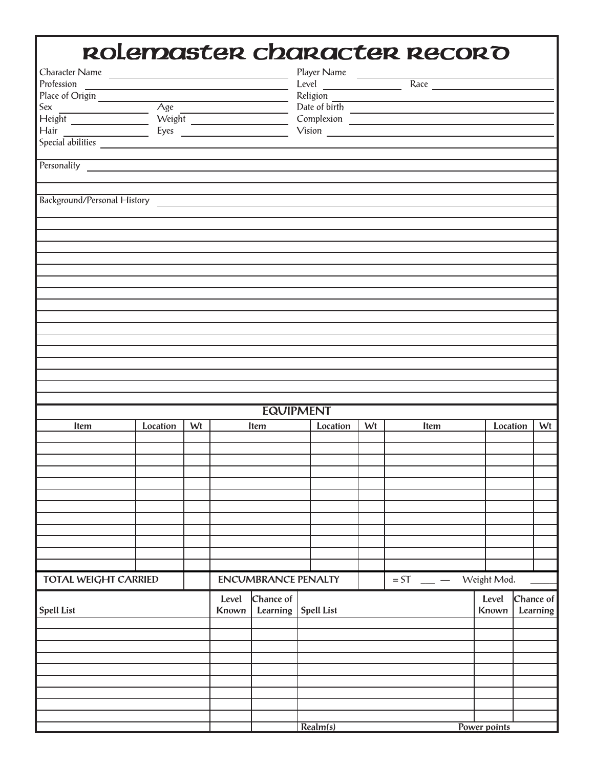# Rolemaster Character Record

Character Name ____________________ Player Name ____________________

Profession ____________________ Level __________ Race ____________________

Place of Origin ____________________ Religion ____________________

Sex __________ Age __________ Date of birth ____________________

Height __________ Weight __________ Complexion ____________________

Hair __________ Eyes __________ Vision ____________________

Special abilities ____________________

Personality ____________________

Background/Personal History ____________________

## EQUIPMENT

| Item | Location | Wt | Item | Location | Wt | Item | Location | Wt |
|---|---|---|---|---|---|---|---|---|
| | | | | | | | | |
| | | | | | | | | |
| | | | | | | | | |
| | | | | | | | | |
| | | | | | | | | |
| | | | | | | | | |
| | | | | | | | | |
| | | | | | | | | |
| | | | | | | | | |
| | | | | | | | | |
| | | | | | | | | |
| | | | | | | | | |

**TOTAL WEIGHT CARRIED** ______ **ENCUMBRANCE PENALTY** ______ = ST ___ — Weight Mod. ______

| Spell List | Level Known | Chance of Learning | Spell List | Level Known | Chance of Learning |
|---|---|---|---|---|---|
| | | | | | |
| | | | | | |
| | | | | | |
| | | | | | |
| | | | | | |
| | | | | | |
| | | | | | |
| | | | | | |
| | | | | | |
| | | | Realm(s) | Power points | |